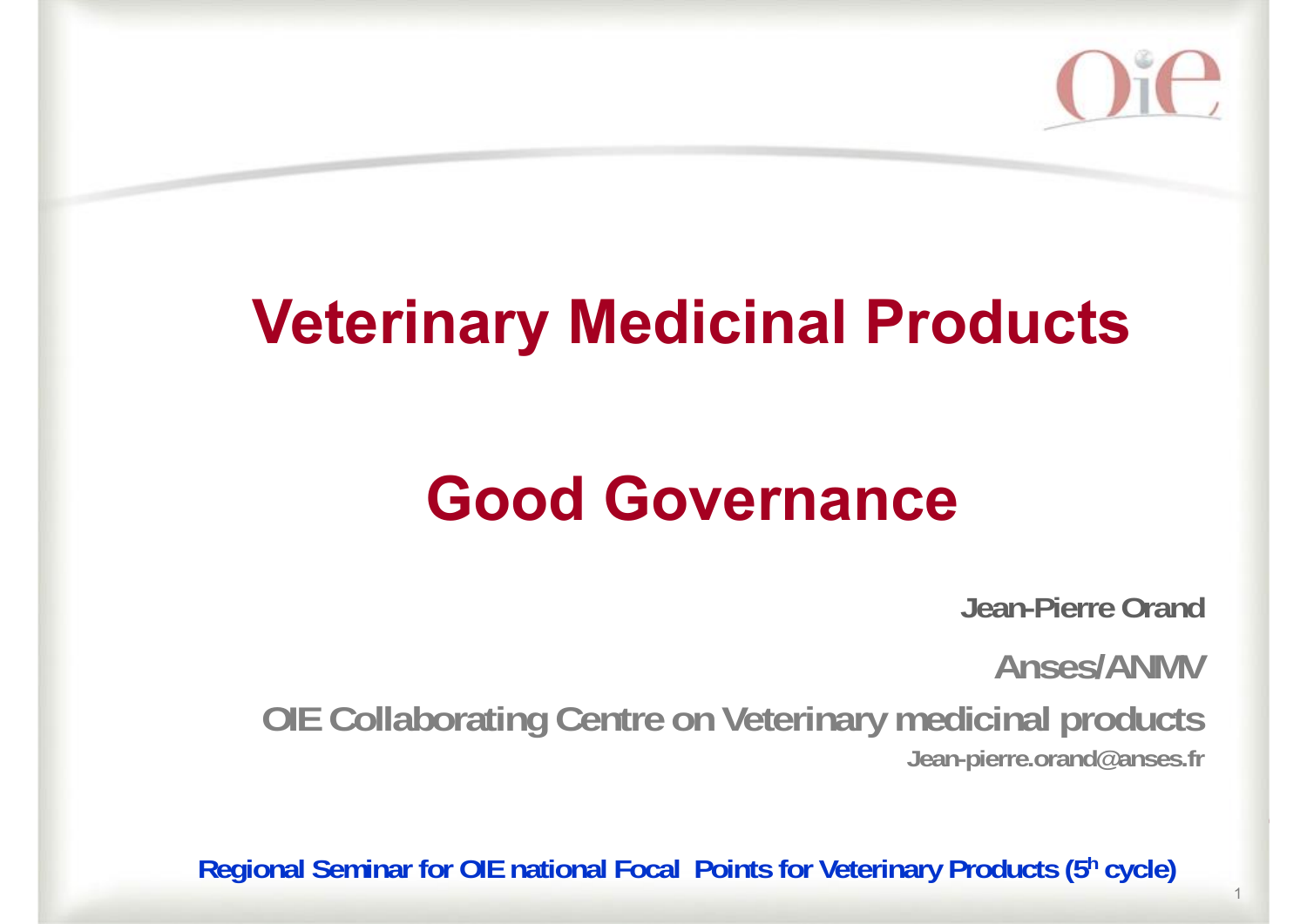# Veterinary Medicinal Products

# Good Governance

**Jean-Pierre Orand**

**Anses/ANMV**

**OIE Collaborating Centre on Veterinary medicinal products**

**Jean-pierre.orand@anses.fr**

**Regional Seminar for OIE national Focal Points for Veterinary Products (5h cycle)**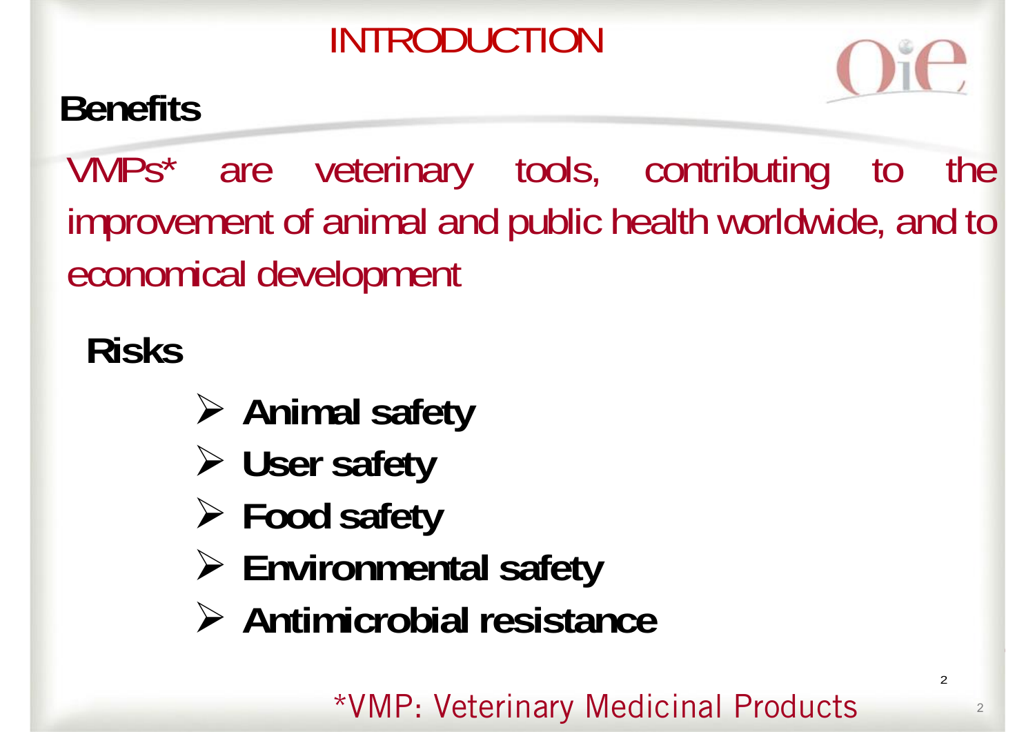# INTRODUCTION

## Benefits

VMPs* are veterinary tools, contributing to the improvement of animal and public health worldwide, and to economical development

## Risks

- **Animal safety**
- **User safety**
- **Food safety**
- **Environmental safety**
- **Antimicrobial resistance**

*VMP: Veterinary Medicinal Products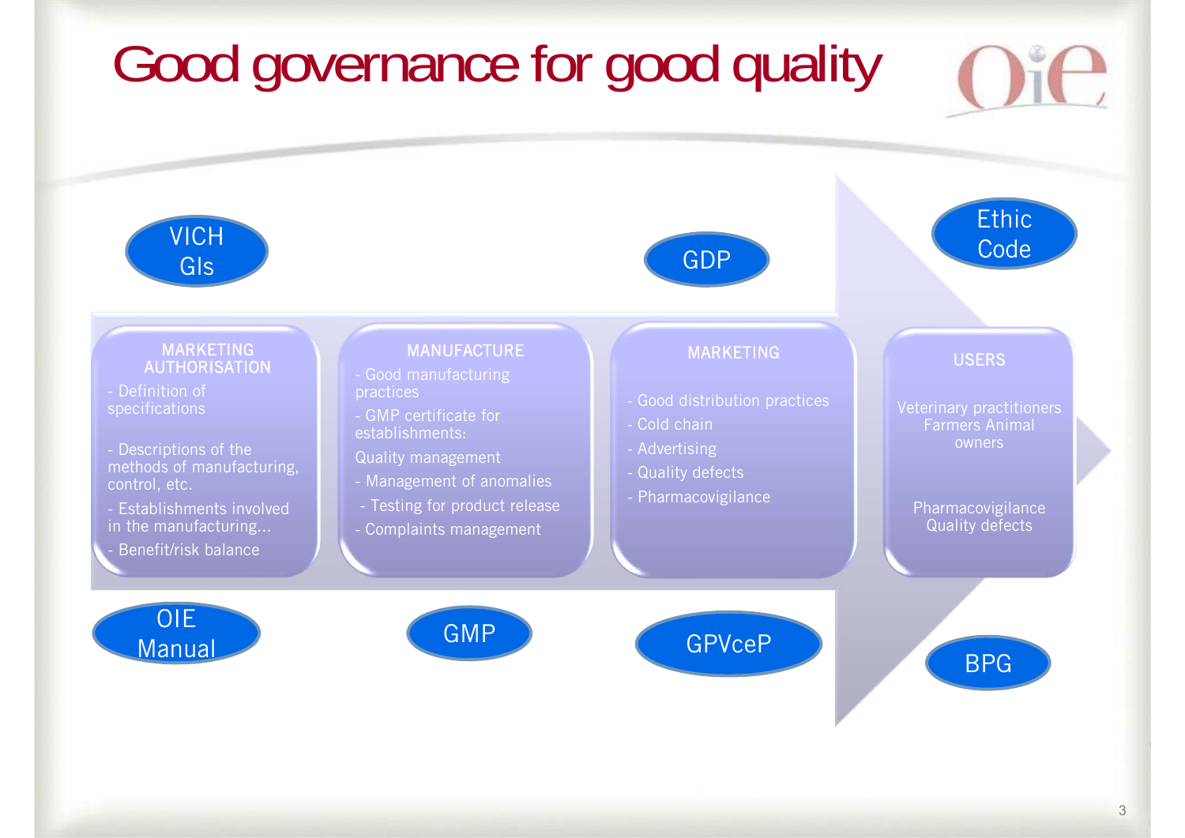# Good governance for good quality

VICH GIs

GDP

Ethic Code

**MARKETING AUTHORISATION**

- Definition of specifications
- Descriptions of the methods of manufacturing, control, etc.
- Establishments involved in the manufacturing...
- Benefit/risk balance

**MANUFACTURE**

- Good manufacturing practices
- GMP certificate for establishments:

Quality management

- Management of anomalies
- Testing for product release
- Complaints management

**MARKETING**

- Good distribution practices
- Cold chain
- Advertising
- Quality defects
- Pharmacovigilance

**USERS**

Veterinary practitioners Farmers Animal owners

Pharmacovigilance Quality defects

OIE Manual

GMP

GPVceP

BPG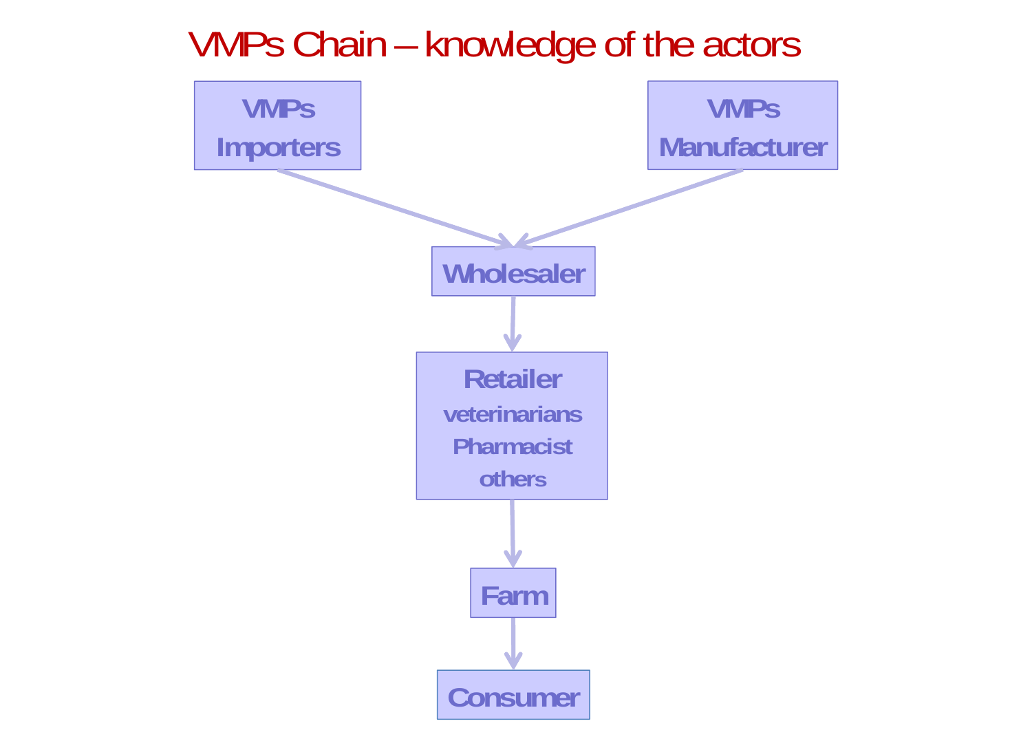# VMPs Chain – knowledge of the actors

- **VMPs Importers**
- **VMPs Manufacturer**
- **Wholesaler**
- **Retailer**
  - veterinarians
  - Pharmacist
  - others
- **Farm**
- **Consumer**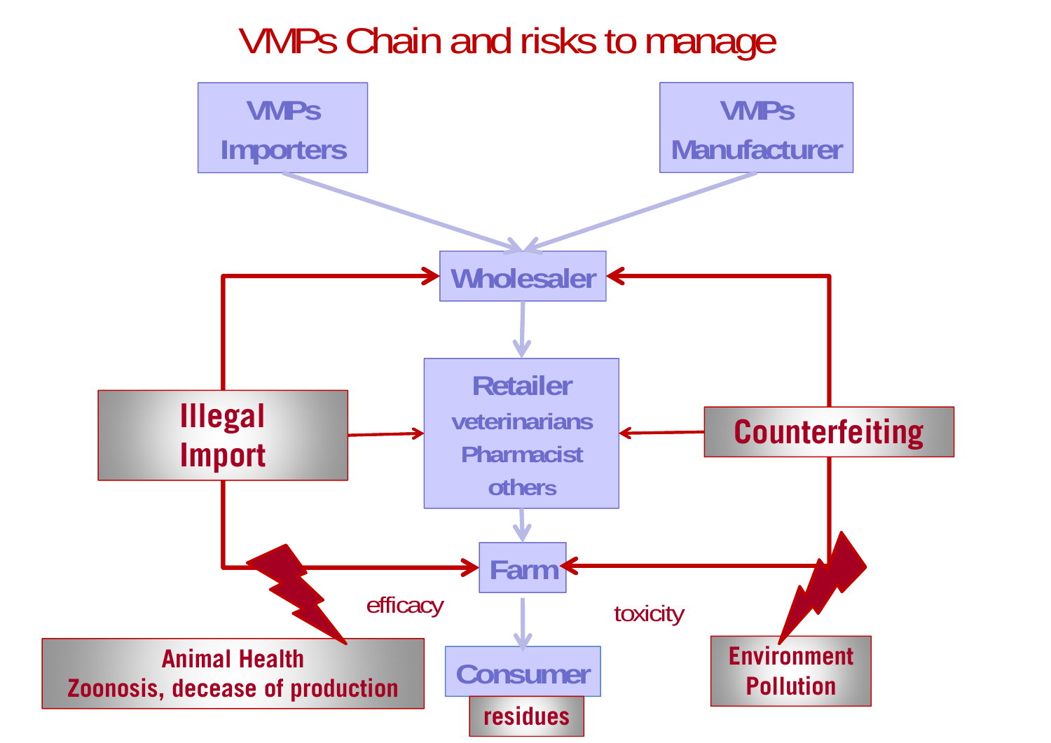# VMPs Chain and risks to manage

VMPs Importers

VMPs Manufacturer

Wholesaler

Illegal Import

Retailer
veterinarians
Pharmacist
others

Counterfeiting

Farm

efficacy

toxicity

Animal Health
Zoonosis, decease of production

Consumer

residues

Environment
Pollution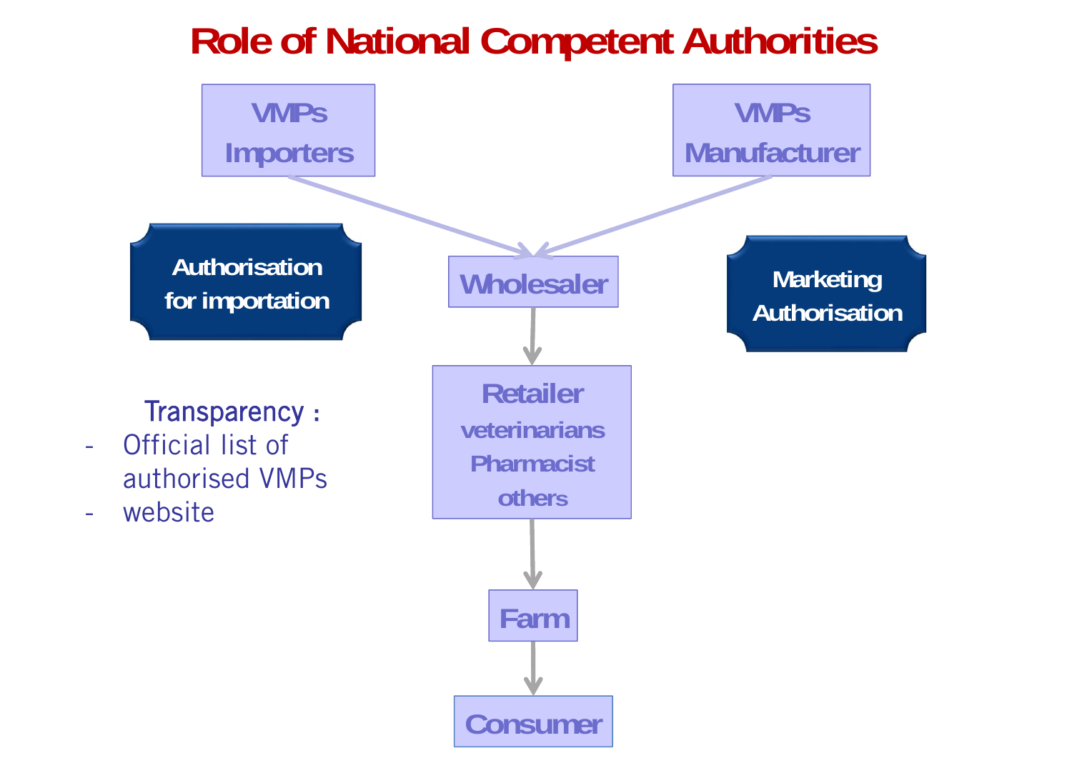# Role of National Competent Authorities

VMPs Importers

VMPs Manufacturer

Authorisation for importation

Wholesaler

Marketing Authorisation

Retailer
veterinarians
Pharmacist
others

Farm

Consumer

Transparency :

- Official list of authorised VMPs
- website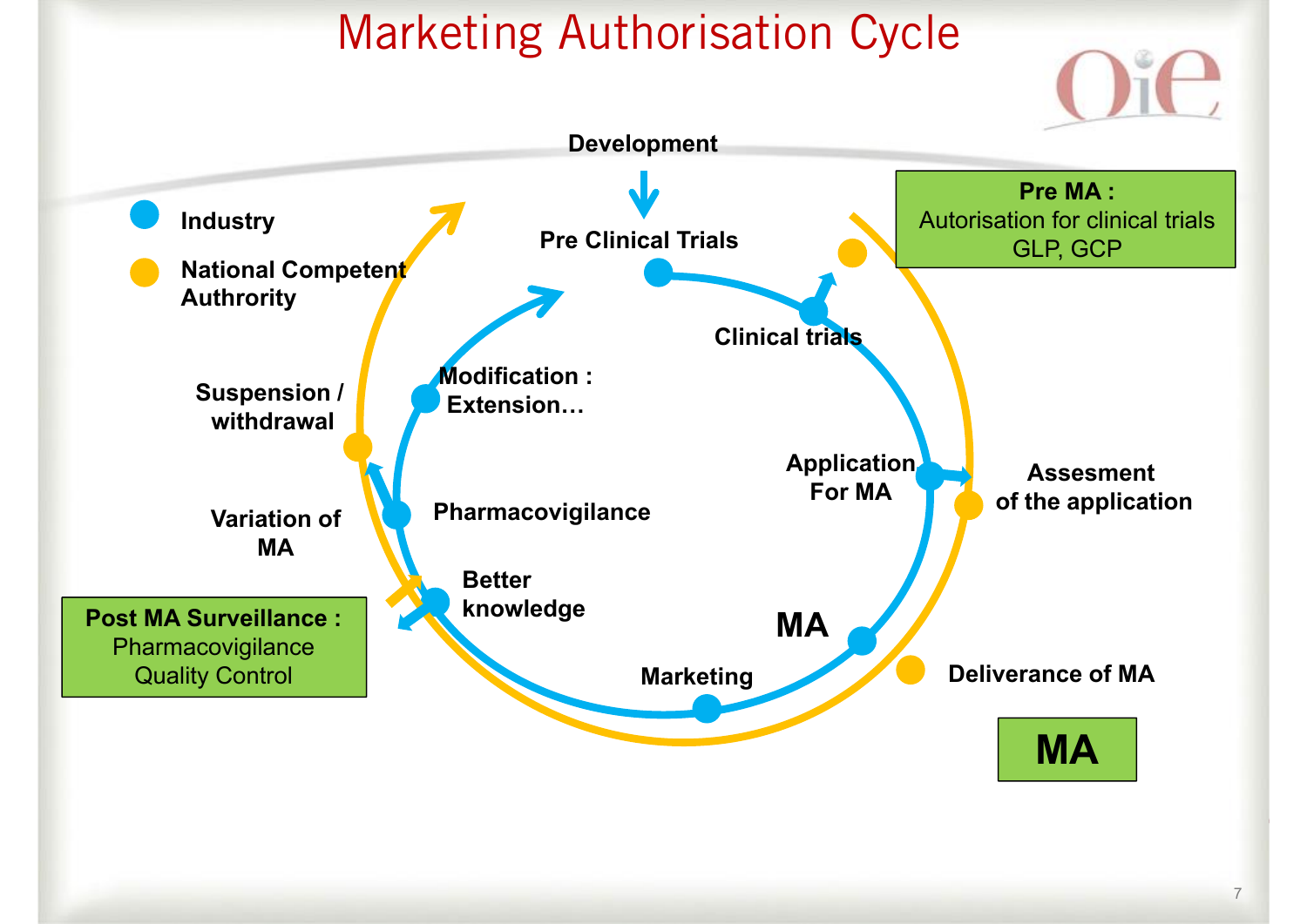# Marketing Authorisation Cycle

- Industry
- National Competent Authrority

Development

Pre Clinical Trials

Clinical trials

**Pre MA :**
Autorisation for clinical trials
GLP, GCP

Application For MA

Assesment of the application

MA

Deliverance of MA

**MA**

Marketing

Better knowledge

Pharmacovigilance

Modification : Extension…

Suspension / withdrawal

Variation of MA

**Post MA Surveillance :**
Pharmacovigilance
Quality Control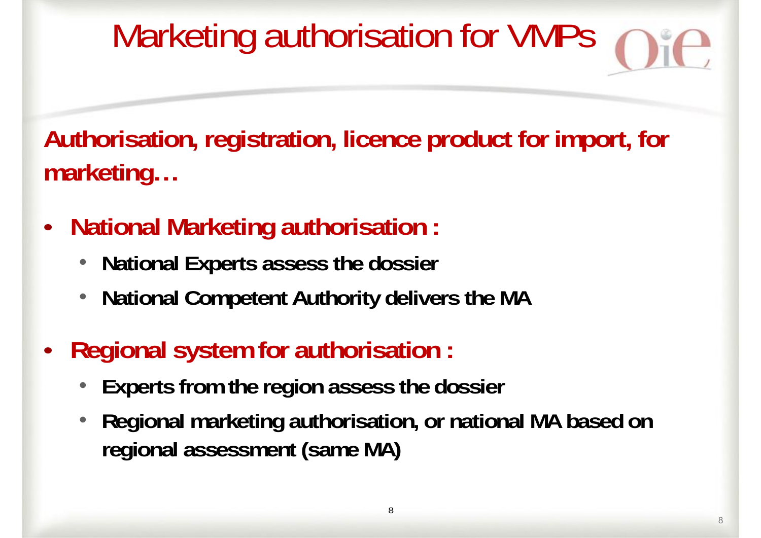# Marketing authorisation for VMPs

**Authorisation, registration, licence product for import, for marketing…**

- **National Marketing authorisation :**
  - **National Experts assess the dossier**
  - **National Competent Authority delivers the MA**
- **Regional system for authorisation :**
  - **Experts from the region assess the dossier**
  - **Regional marketing authorisation, or national MA based on regional assessment (same MA)**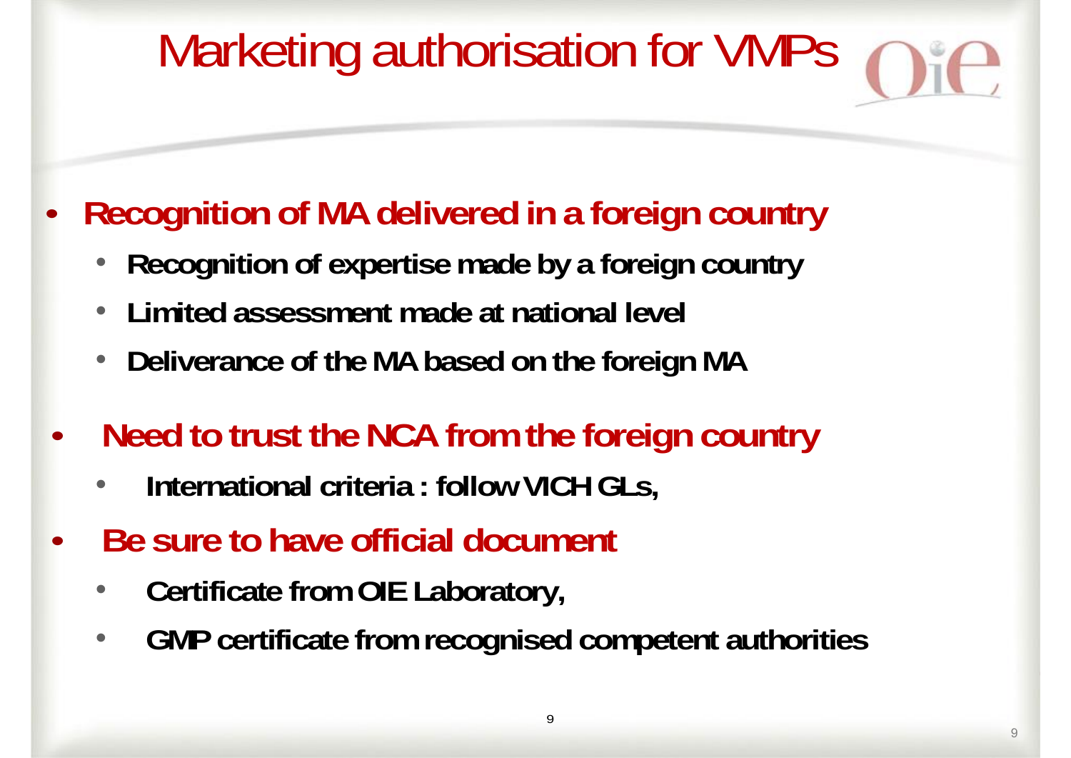# Marketing authorisation for VMPs

- **Recognition of MA delivered in a foreign country**
  - **Recognition of expertise made by a foreign country**
  - **Limited assessment made at national level**
  - **Deliverance of the MA based on the foreign MA**
- **Need to trust the NCA from the foreign country**
  - **International criteria : follow VICH GLs,**
- **Be sure to have official document**
  - **Certificate from OIE Laboratory,**
  - **GMP certificate from recognised competent authorities**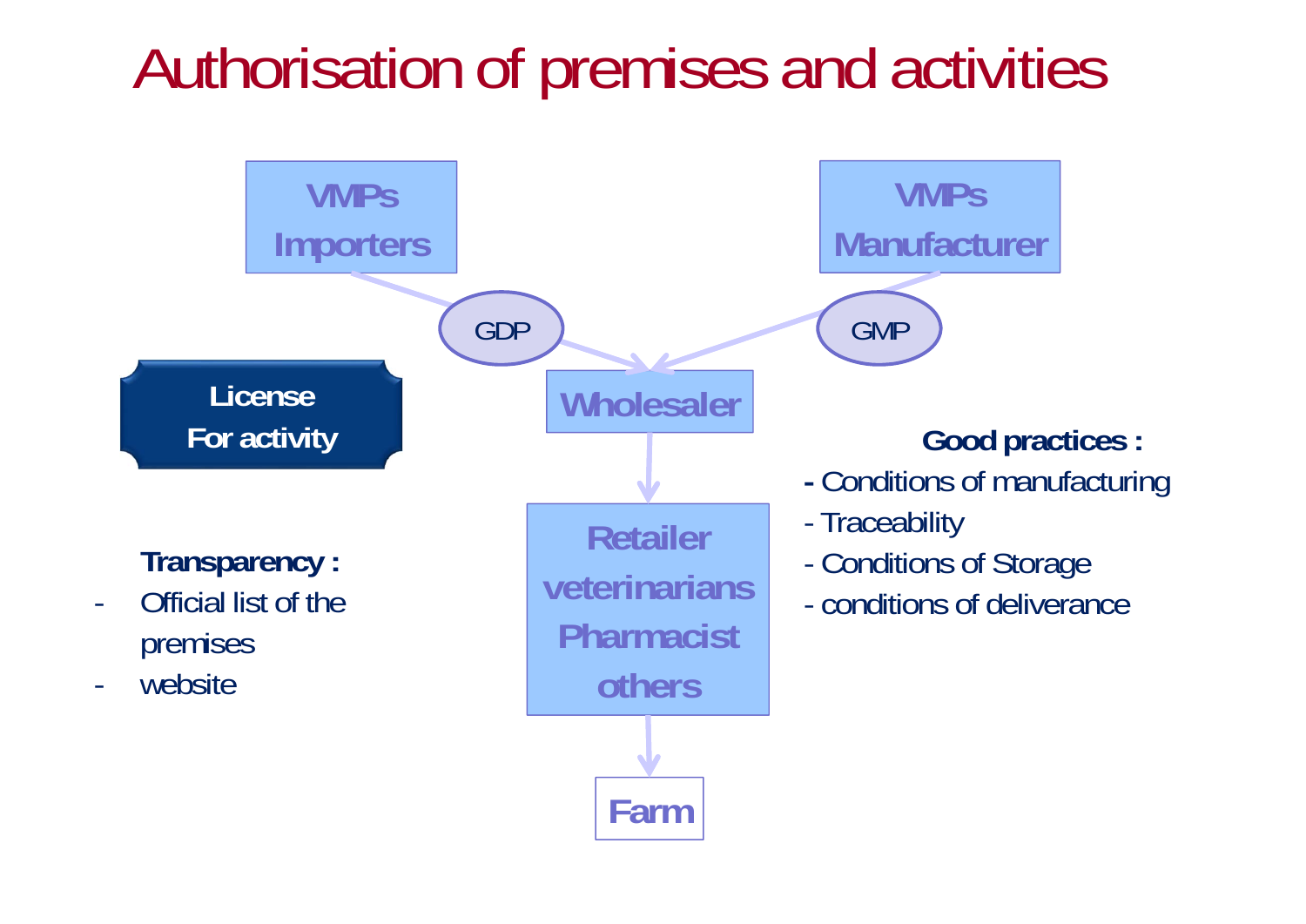# Authorisation of premises and activities

VMPs Importers

VMPs Manufacturer

GDP

GMP

Wholesaler

Retailer veterinarians Pharmacist others

Farm

**License For activity**

**Transparency :**

- Official list of the premises
- website

**Good practices :**

- Conditions of manufacturing
- Traceability
- Conditions of Storage
- conditions of deliverance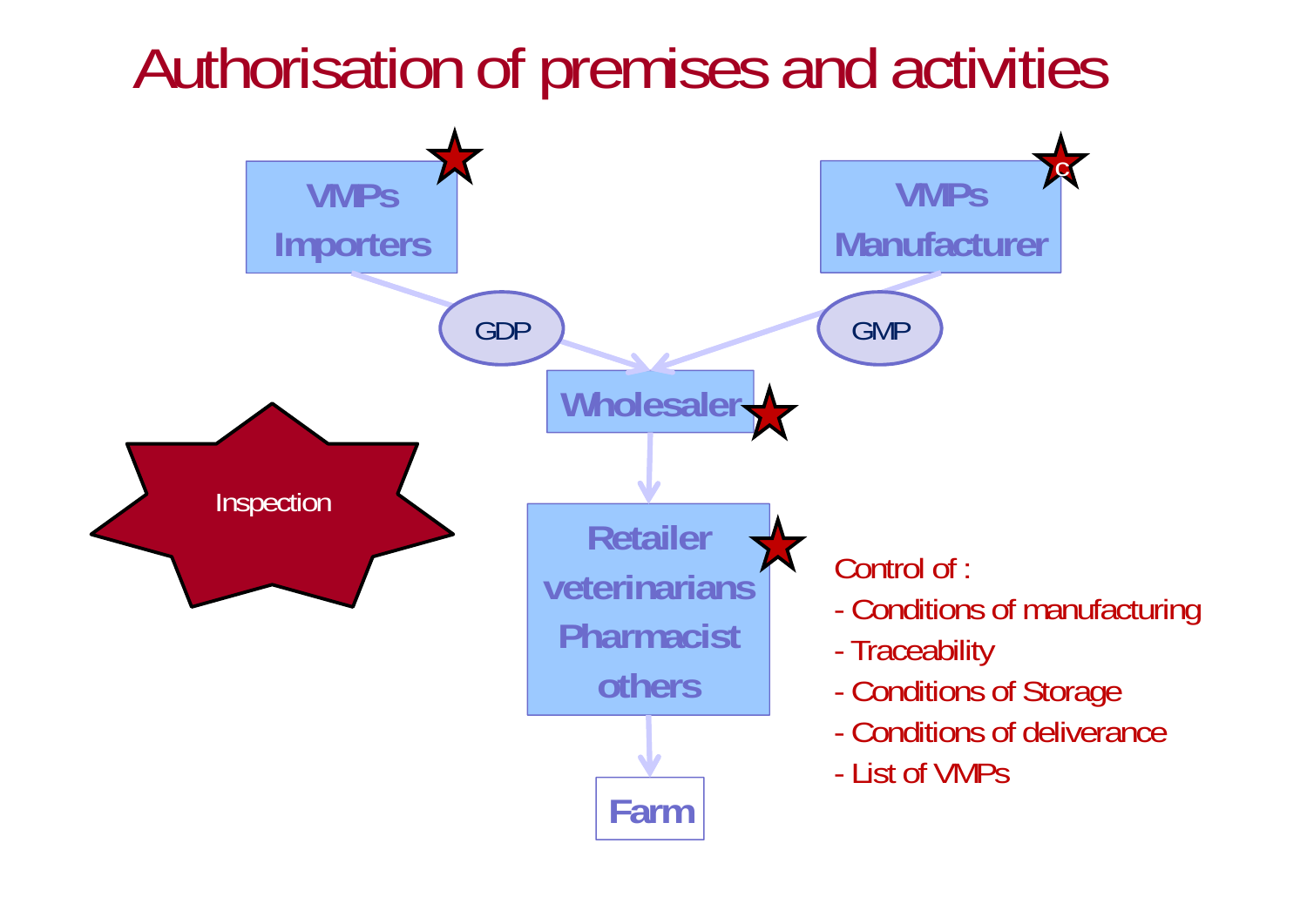# Authorisation of premises and activities

VMPs Importers

VMPs Manufacturer

GDP

GMP

Wholesaler

Inspection

Retailer veterinarians Pharmacist others

Farm

Control of :

- Conditions of manufacturing
- Traceability
- Conditions of Storage
- Conditions of deliverance
- List of VMPs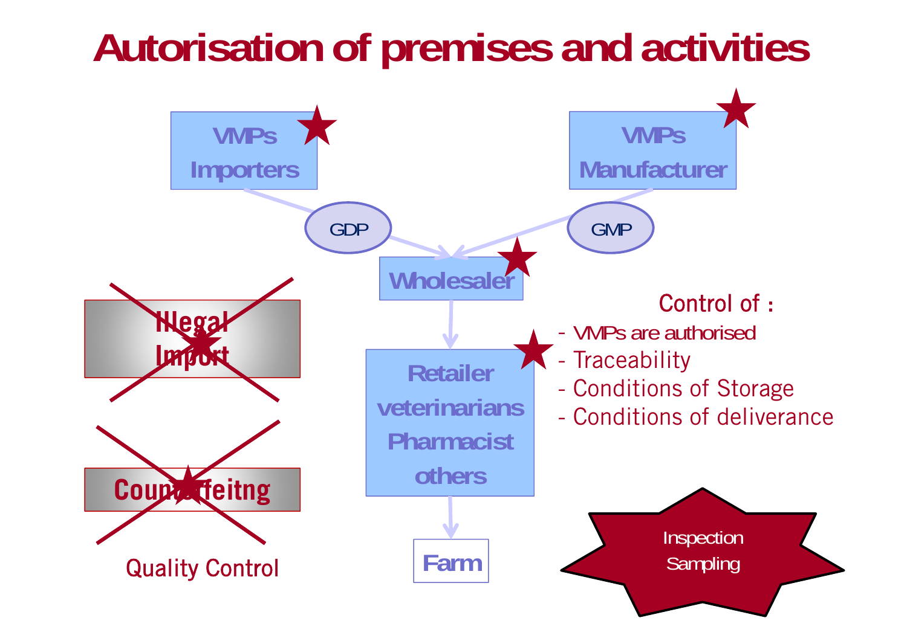# Autorisation of premises and activities

VMPs Importers

VMPs Manufacturer

GDP

GMP

Wholesaler

Retailer veterinarians Pharmacist others

Farm

Illegal Import

Counterfeitng

Quality Control

Control of :

- VMPs are authorised
- Traceability
- Conditions of Storage
- Conditions of deliverance

Inspection Sampling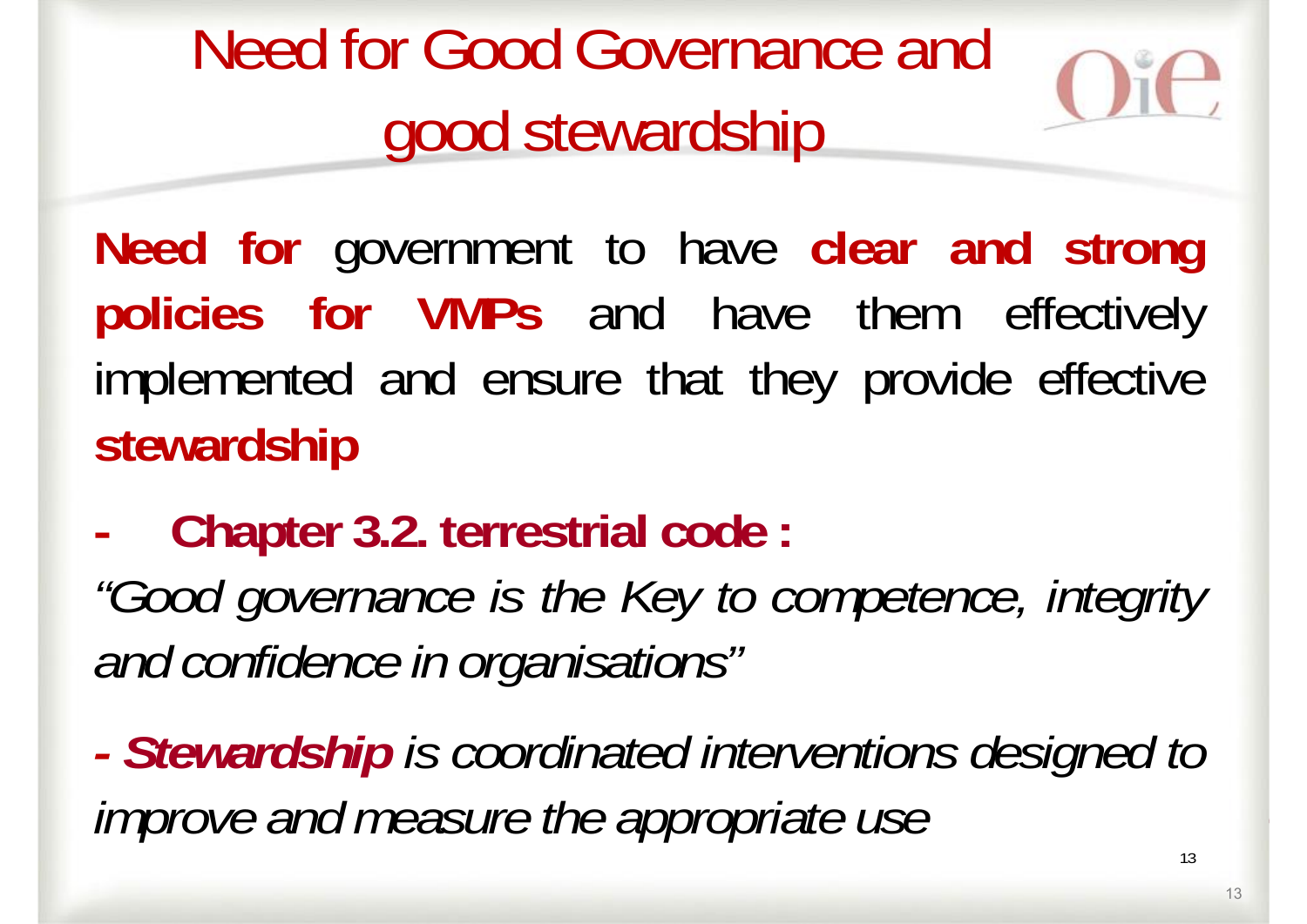# Need for Good Governance and good stewardship

**Need for** government to have **clear and strong policies for VMPs** and have them effectively implemented and ensure that they provide effective **stewardship**

- **Chapter 3.2. terrestrial code :**

*"Good governance is the Key to competence, integrity and confidence in organisations"*

- ***Stewardship*** *is coordinated interventions designed to improve and measure the appropriate use*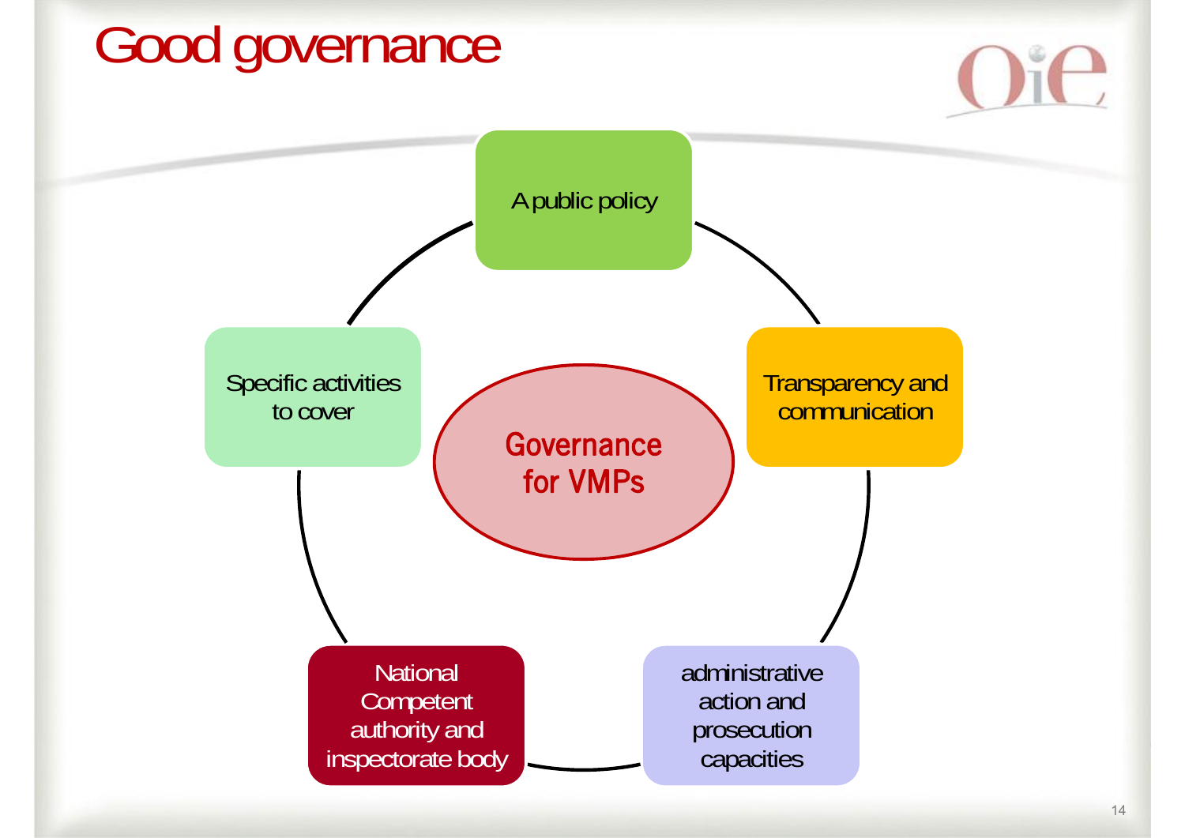# Good governance

**Governance for VMPs**

- A public policy
- Transparency and communication
- administrative action and prosecution capacities
- National Competent authority and inspectorate body
- Specific activities to cover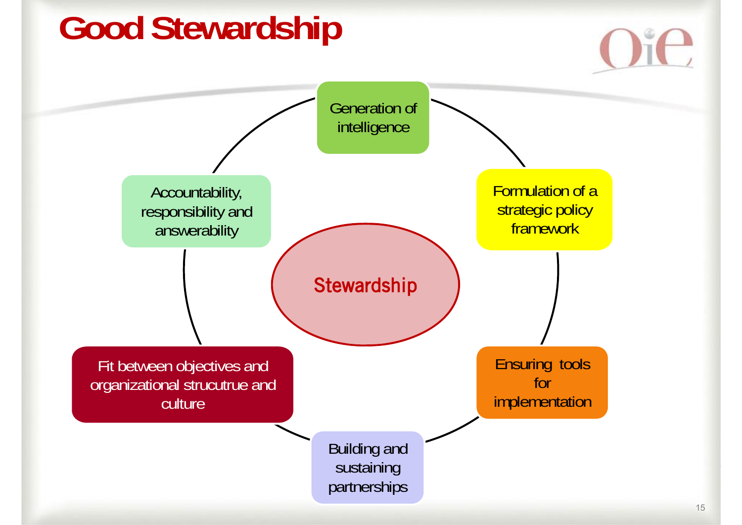# Good Stewardship

Stewardship

- Generation of intelligence
- Formulation of a strategic policy framework
- Ensuring tools for implementation
- Building and sustaining partnerships
- Fit between objectives and organizational strucutrue and culture
- Accountability, responsibility and answerability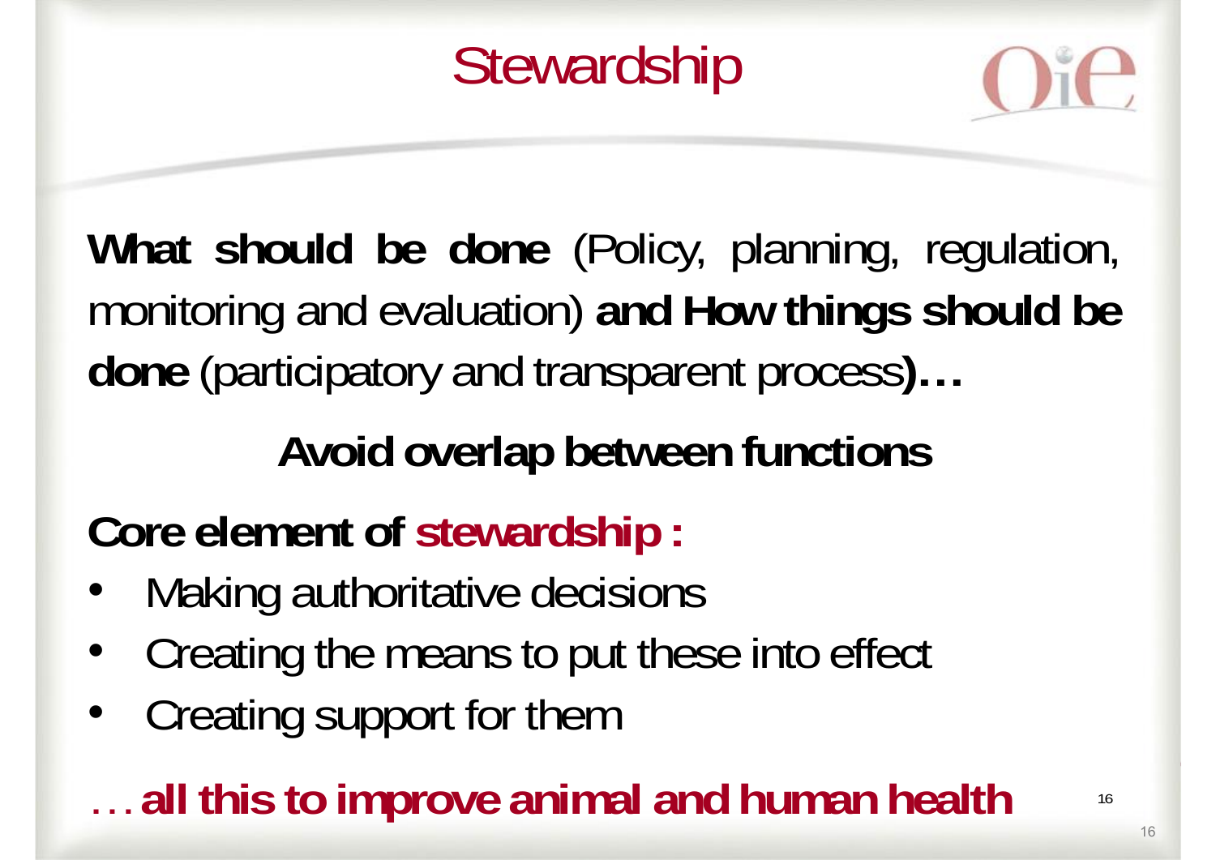# Stewardship

**What should be done** (Policy, planning, regulation, monitoring and evaluation) **and How things should be done** (participatory and transparent process**)…**

**Avoid overlap between functions**

**Core element of stewardship :**

- Making authoritative decisions
- Creating the means to put these into effect
- Creating support for them

…**all this to improve animal and human health**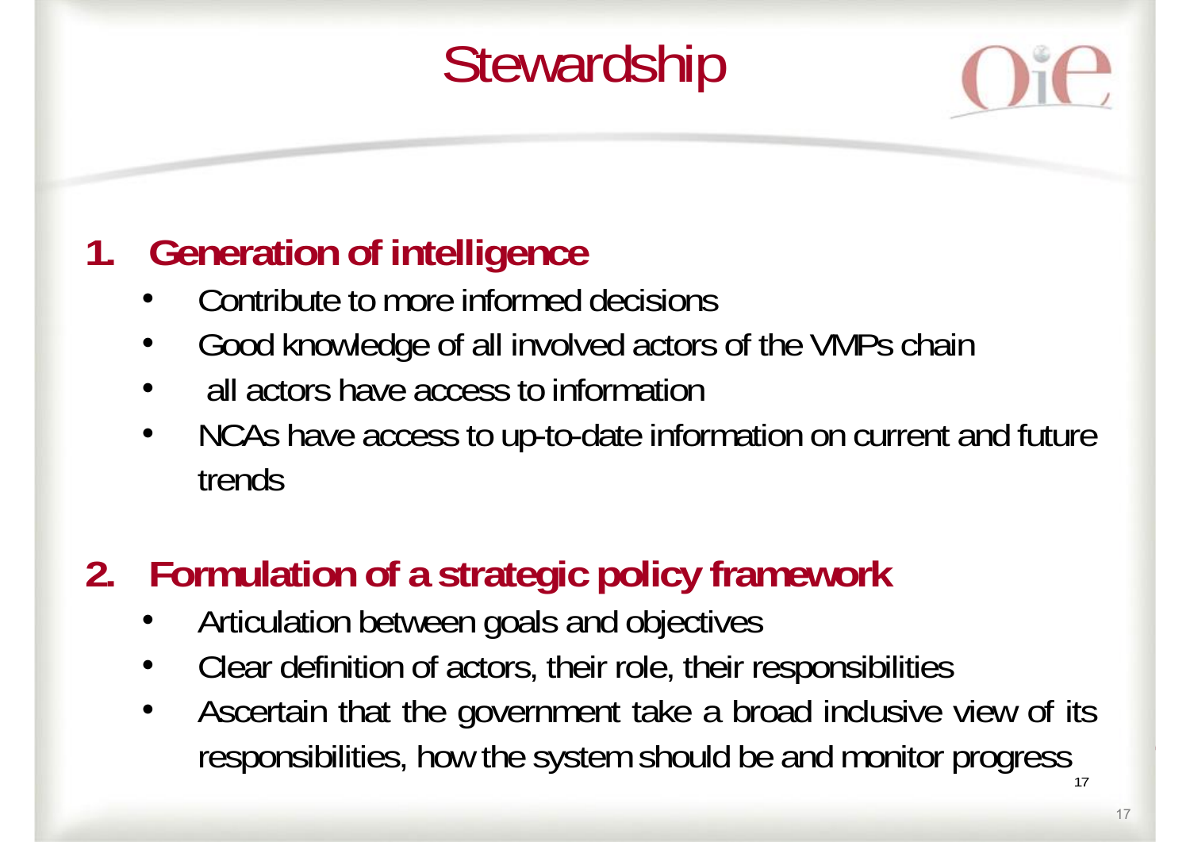# Stewardship

1. **Generation of intelligence**
   - Contribute to more informed decisions
   - Good knowledge of all involved actors of the VMPs chain
   - all actors have access to information
   - NCAs have access to up-to-date information on current and future trends

2. **Formulation of a strategic policy framework**
   - Articulation between goals and objectives
   - Clear definition of actors, their role, their responsibilities
   - Ascertain that the government take a broad inclusive view of its responsibilities, how the system should be and monitor progress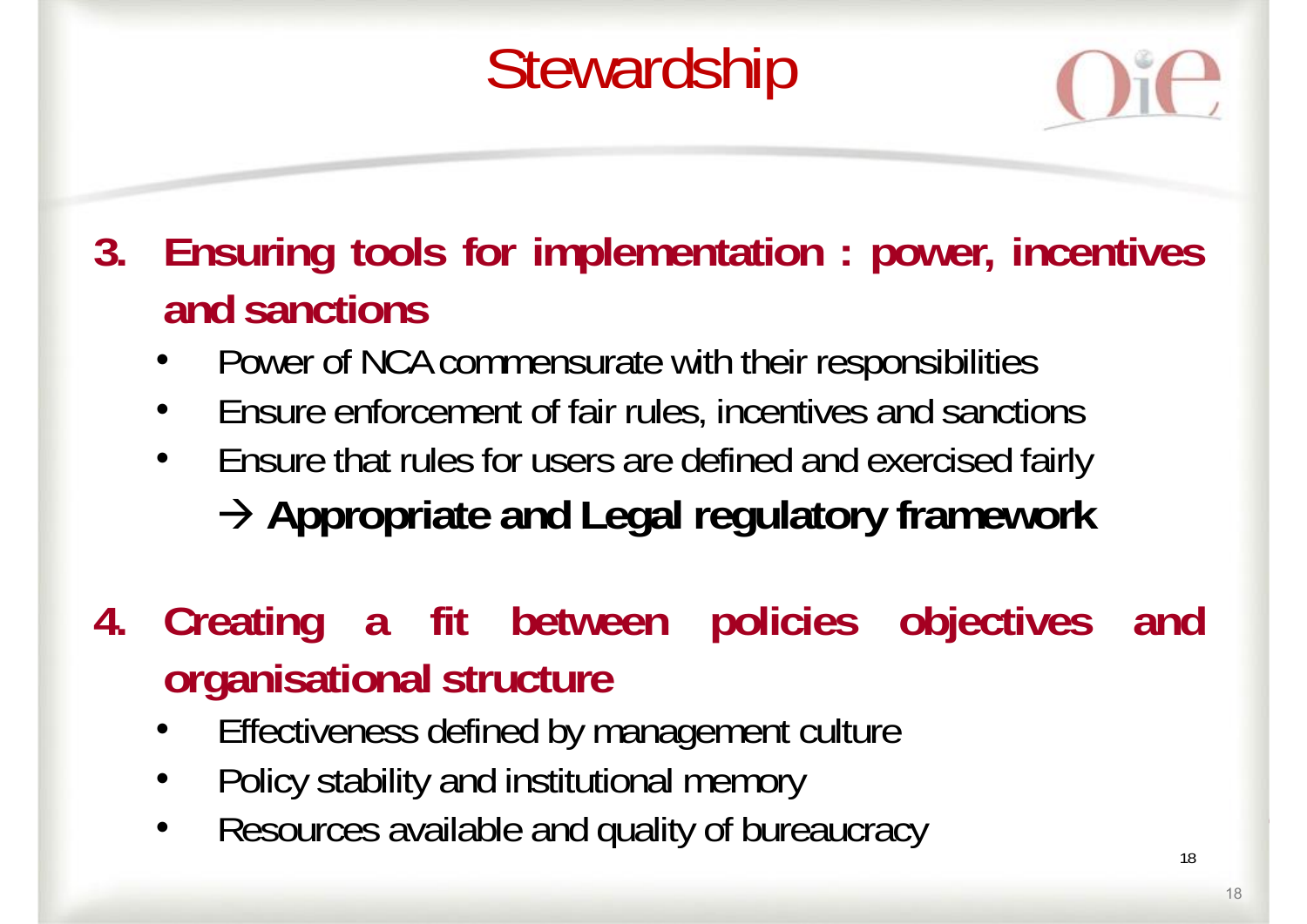# Stewardship

3. **Ensuring tools for implementation : power, incentives and sanctions**
   - Power of NCA commensurate with their responsibilities
   - Ensure enforcement of fair rules, incentives and sanctions
   - Ensure that rules for users are defined and exercised fairly

   → **Appropriate and Legal regulatory framework**

4. **Creating a fit between policies objectives and organisational structure**
   - Effectiveness defined by management culture
   - Policy stability and institutional memory
   - Resources available and quality of bureaucracy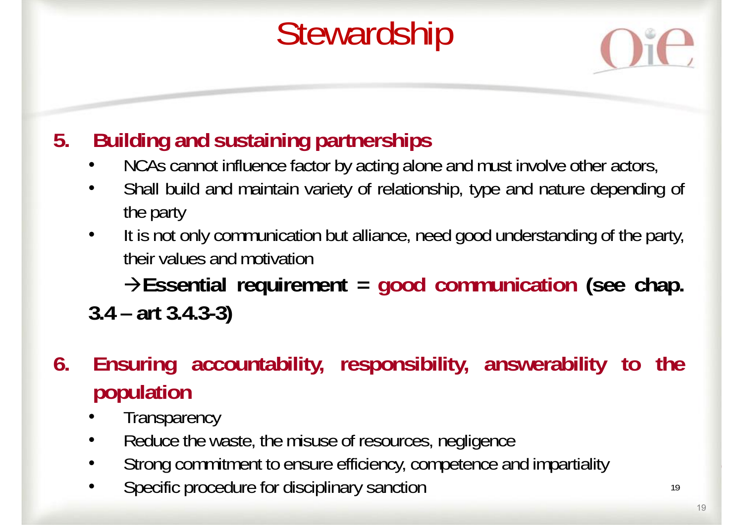# Stewardship

5. **Building and sustaining partnerships**
   - NCAs cannot influence factor by acting alone and must involve other actors,
   - Shall build and maintain variety of relationship, type and nature depending of the party
   - It is not only communication but alliance, need good understanding of the party, their values and motivation

   →**Essential requirement = good communication (see chap. 3.4 – art 3.4.3-3)**

6. **Ensuring accountability, responsibility, answerability to the population**
   - Transparency
   - Reduce the waste, the misuse of resources, negligence
   - Strong commitment to ensure efficiency, competence and impartiality
   - Specific procedure for disciplinary sanction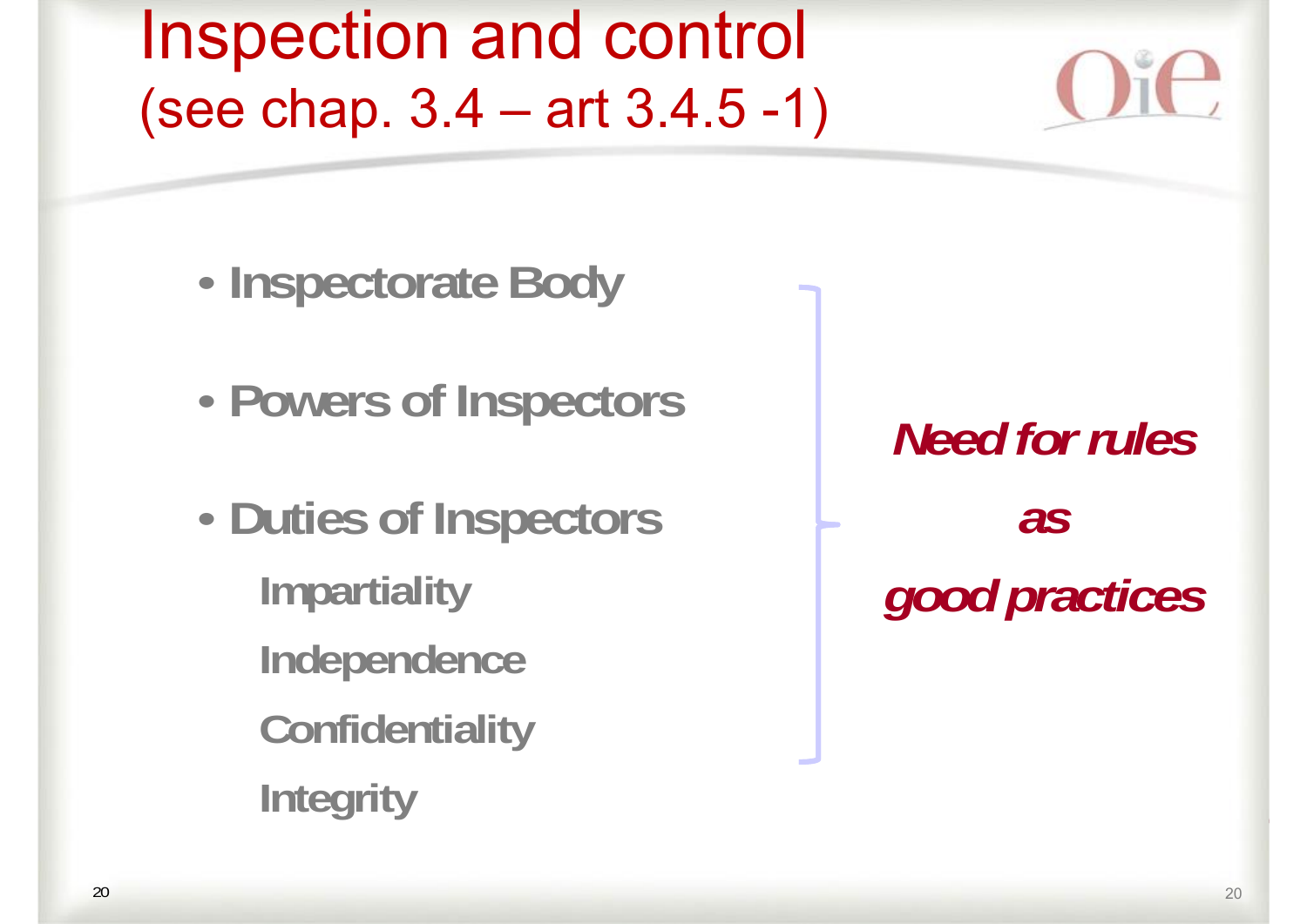# Inspection and control
## (see chap. 3.4 – art 3.4.5 -1)

- **Inspectorate Body**
- **Powers of Inspectors**
- **Duties of Inspectors**
  - **Impartiality**
  - **Independence**
  - **Confidentiality**
  - **Integrity**

***Need for rules***

***as***

***good practices***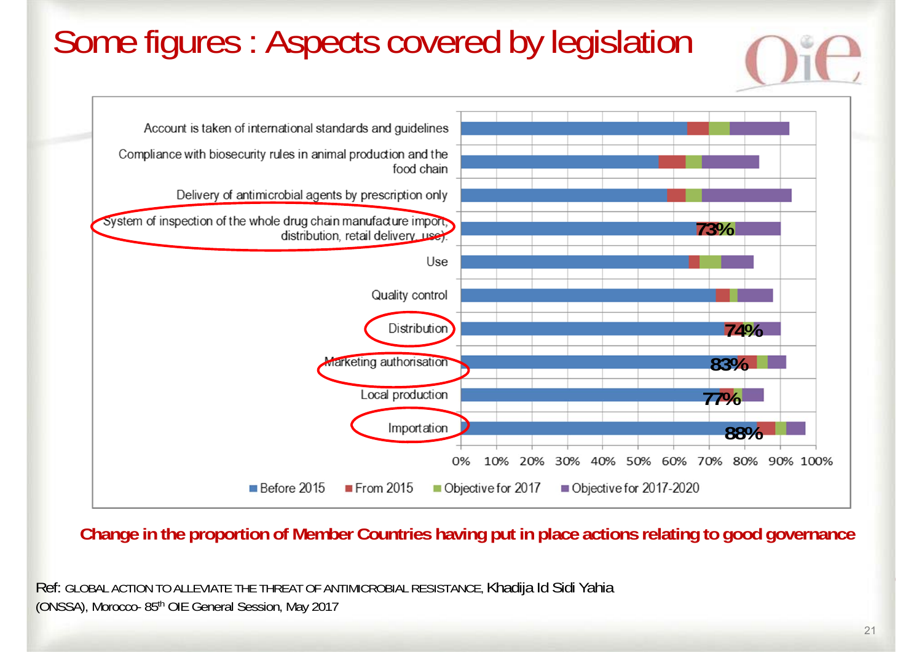# Some figures : Aspects covered by legislation

Account is taken of international standards and guidelines

Compliance with biosecurity rules in animal production and the food chain

Delivery of antimicrobial agents by prescription only

System of inspection of the whole drug chain manufacture import, distribution, retail delivery, use): 73%

Use

Quality control

Distribution: 74%

Marketing authorisation: 83%

Local production: 77%

Importation: 88%

0% 10% 20% 30% 40% 50% 60% 70% 80% 90% 100%

■ Before 2015 ■ From 2015 ■ Objective for 2017 ■ Objective for 2017-2020

**Change in the proportion of Member Countries having put in place actions relating to good governance**

Ref: GLOBAL ACTION TO ALLEVIATE THE THREAT OF ANTIMICROBIAL RESISTANCE, Khadija Id Sidi Yahia (ONSSA), Morocco- 85th OIE General Session, May 2017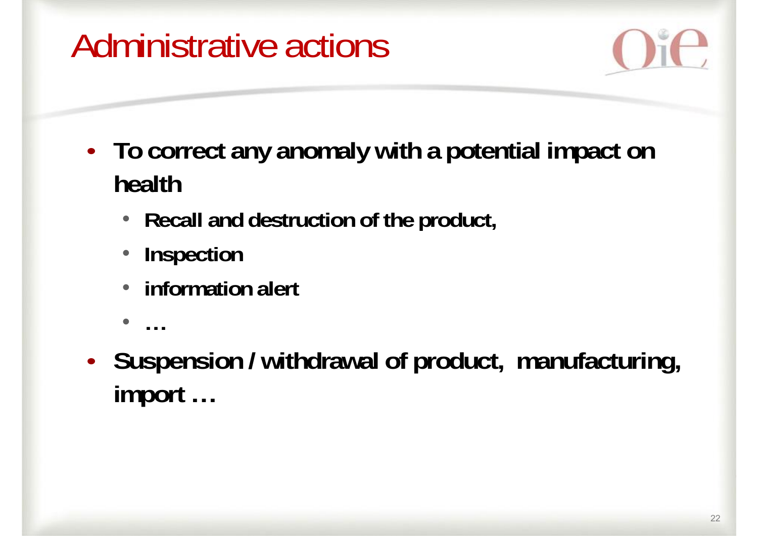# Administrative actions

- **To correct any anomaly with a potential impact on health**
  - **Recall and destruction of the product,**
  - **Inspection**
  - **information alert**
  - **…**
- **Suspension / withdrawal of product, manufacturing, import …**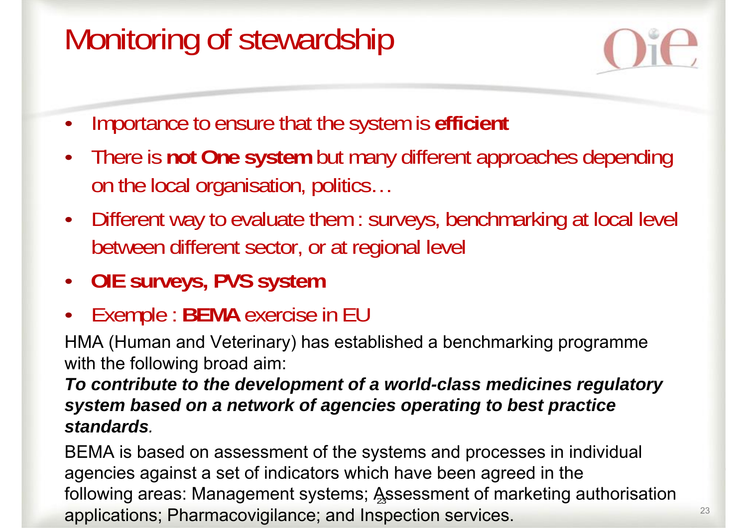# Monitoring of stewardship

- Importance to ensure that the system is **efficient**
- There is **not One system** but many different approaches depending on the local organisation, politics…
- Different way to evaluate them : surveys, benchmarking at local level between different sector, or at regional level
- **OIE surveys, PVS system**
- Exemple : **BEMA** exercise in EU

HMA (Human and Veterinary) has established a benchmarking programme with the following broad aim:

***To contribute to the development of a world-class medicines regulatory system based on a network of agencies operating to best practice standards*.**

BEMA is based on assessment of the systems and processes in individual agencies against a set of indicators which have been agreed in the following areas: Management systems; Assessment of marketing authorisation applications; Pharmacovigilance; and Inspection services.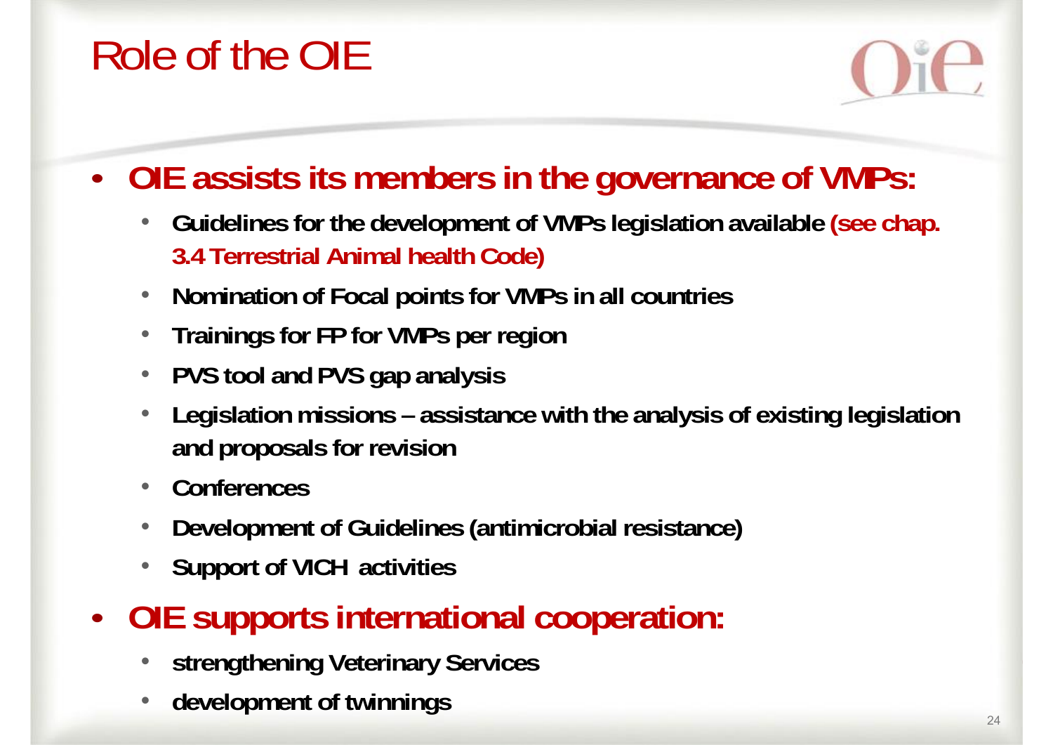# Role of the OIE

- **OIE assists its members in the governance of VMPs:**
  - **Guidelines for the development of VMPs legislation available (see chap. 3.4 Terrestrial Animal health Code)**
  - **Nomination of Focal points for VMPs in all countries**
  - **Trainings for FP for VMPs per region**
  - **PVS tool and PVS gap analysis**
  - **Legislation missions – assistance with the analysis of existing legislation and proposals for revision**
  - **Conferences**
  - **Development of Guidelines (antimicrobial resistance)**
  - **Support of VICH activities**
- **OIE supports international cooperation:**
  - **strengthening Veterinary Services**
  - **development of twinnings**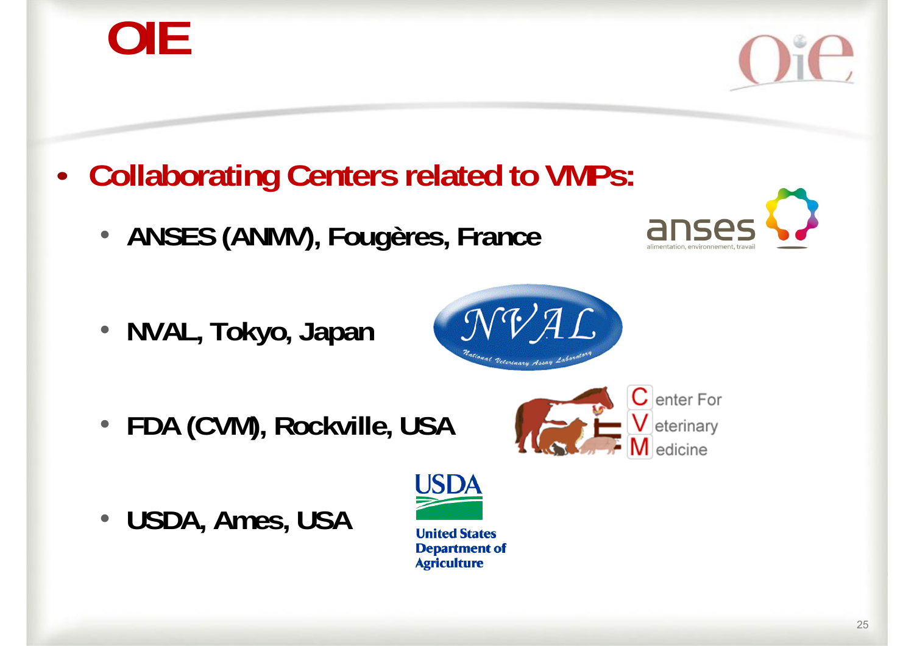# OIE

- **Collaborating Centers related to VMPs:**
  - **ANSES (ANMV), Fougères, France**
  - **NVAL, Tokyo, Japan**
  - **FDA (CVM), Rockville, USA**
  - **USDA, Ames, USA**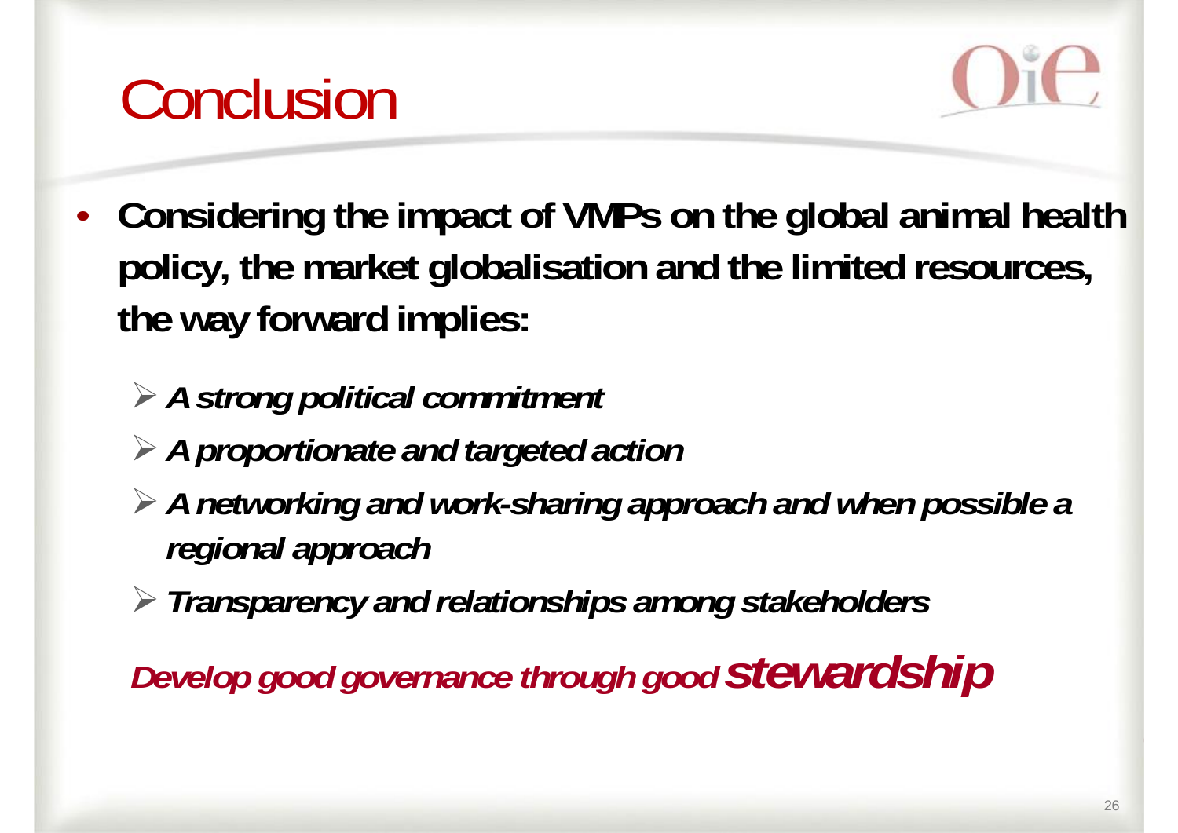# Conclusion

- **Considering the impact of VMPs on the global animal health policy, the market globalisation and the limited resources, the way forward implies:**
  - ***A strong political commitment***
  - ***A proportionate and targeted action***
  - ***A networking and work-sharing approach and when possible a regional approach***
  - ***Transparency and relationships among stakeholders***

***Develop good governance through good stewardship***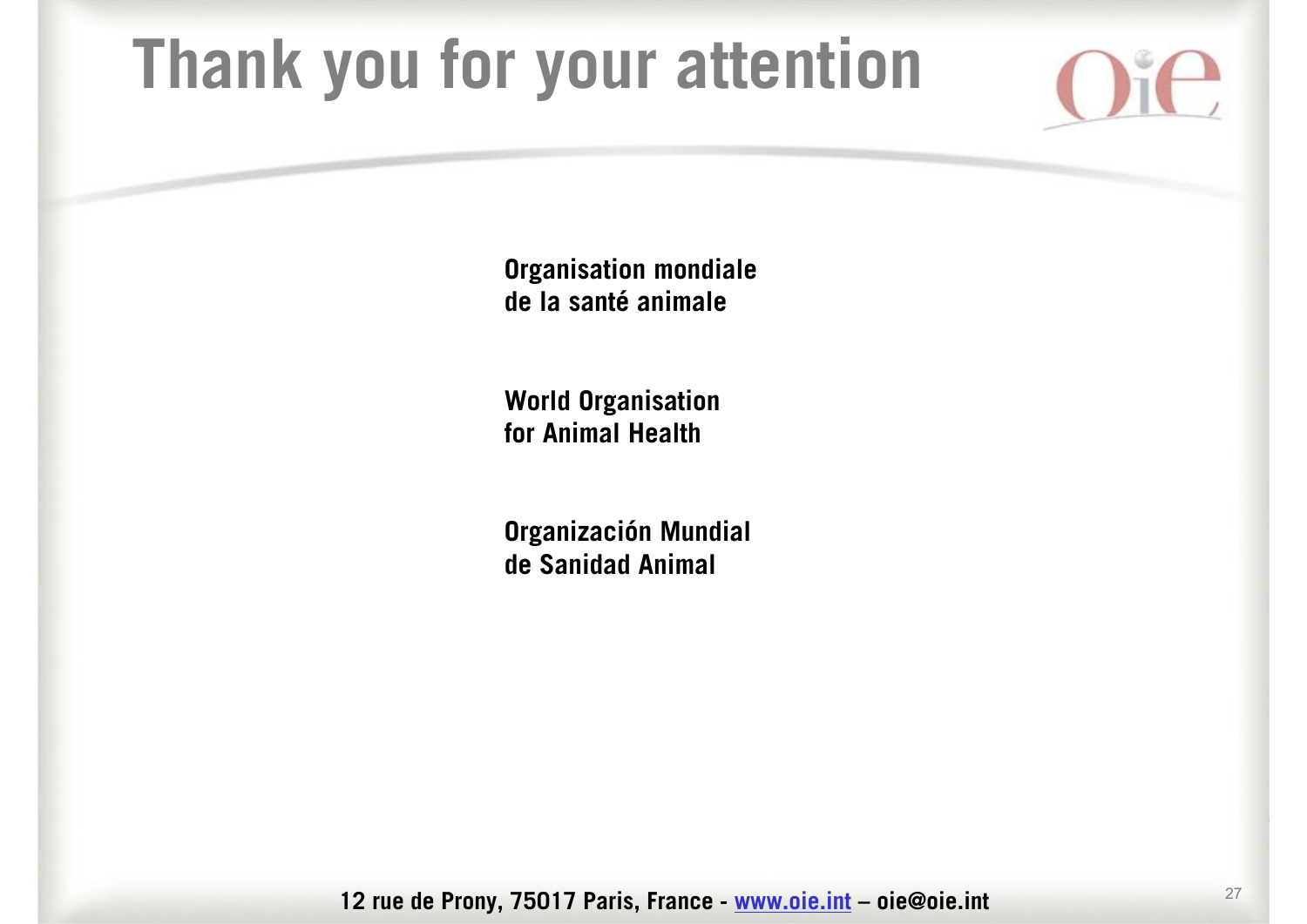# Thank you for your attention

**Organisation mondiale de la santé animale**

**World Organisation for Animal Health**

**Organización Mundial de Sanidad Animal**

**12 rue de Prony, 75017 Paris, France - www.oie.int – oie@oie.int**